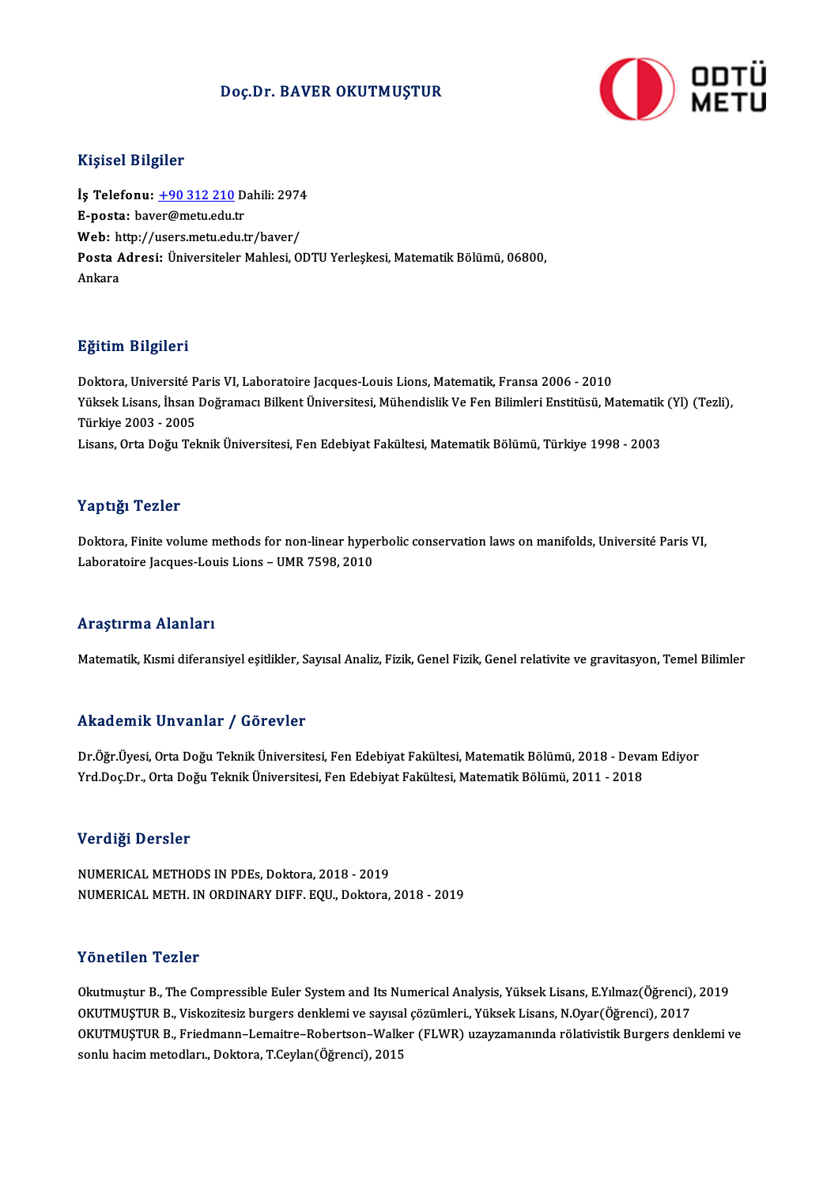# Doç.Dr. BAVER OKUTMUŞTUR

## Kişisel Bilgiler

**İş Telefonu:** +90 312 210 Dahili: 2974
**E-posta:** baver@metu.edu.tr
**Web:** http://users.metu.edu.tr/baver/
**Posta Adresi:** Üniversiteler Mahlesi, ODTU Yerleşkesi, Matematik Bölümü, 06800, Ankara

## Eğitim Bilgileri

Doktora, Université Paris VI, Laboratoire Jacques-Louis Lions, Matematik, Fransa 2006 - 2010
Yüksek Lisans, İhsan Doğramacı Bilkent Üniversitesi, Mühendislik Ve Fen Bilimleri Enstitüsü, Matematik (Yl) (Tezli), Türkiye 2003 - 2005
Lisans, Orta Doğu Teknik Üniversitesi, Fen Edebiyat Fakültesi, Matematik Bölümü, Türkiye 1998 - 2003

## Yaptığı Tezler

Doktora, Finite volume methods for non-linear hyperbolic conservation laws on manifolds, Université Paris VI, Laboratoire Jacques-Louis Lions – UMR 7598, 2010

## Araştırma Alanları

Matematik, Kısmi diferansiyel eşitlikler, Sayısal Analiz, Fizik, Genel Fizik, Genel relativite ve gravitasyon, Temel Bilimler

## Akademik Unvanlar / Görevler

Dr.Öğr.Üyesi, Orta Doğu Teknik Üniversitesi, Fen Edebiyat Fakültesi, Matematik Bölümü, 2018 - Devam Ediyor
Yrd.Doç.Dr., Orta Doğu Teknik Üniversitesi, Fen Edebiyat Fakültesi, Matematik Bölümü, 2011 - 2018

## Verdiği Dersler

NUMERICAL METHODS IN PDEs, Doktora, 2018 - 2019
NUMERICAL METH. IN ORDINARY DIFF. EQU., Doktora, 2018 - 2019

## Yönetilen Tezler

Okutmuştur B., The Compressible Euler System and Its Numerical Analysis, Yüksek Lisans, E.Yılmaz(Öğrenci), 2019
OKUTMUŞTUR B., Viskozitesiz burgers denklemi ve sayısal çözümleri., Yüksek Lisans, N.Oyar(Öğrenci), 2017
OKUTMUŞTUR B., Friedmann–Lemaitre–Robertson–Walker (FLWR) uzayzamanında rölativistik Burgers denklemi ve sonlu hacim metodları., Doktora, T.Ceylan(Öğrenci), 2015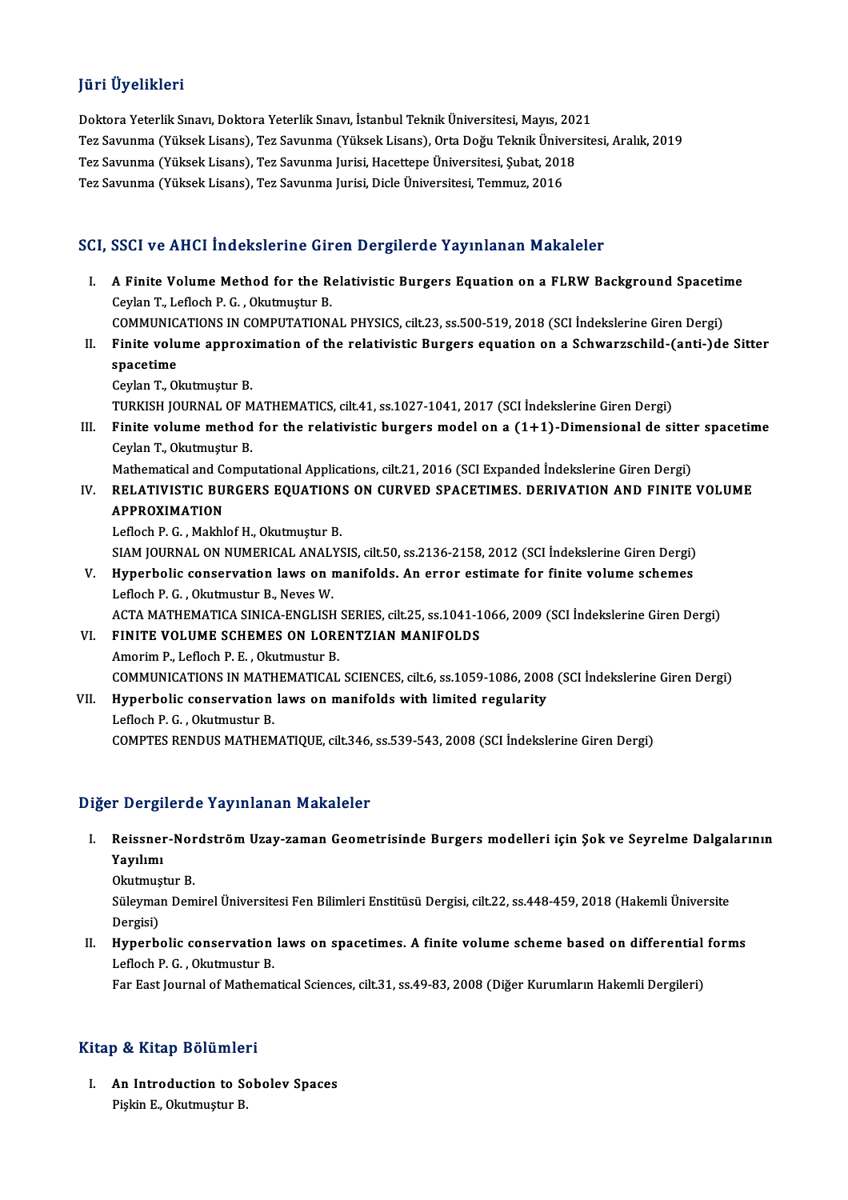## Jüri Üyelikleri

Doktora Yeterlik Sınavı, Doktora Yeterlik Sınavı, İstanbul Teknik Üniversitesi, Mayıs, 2021
Tez Savunma (Yüksek Lisans), Tez Savunma (Yüksek Lisans), Orta Doğu Teknik Üniversitesi, Aralık, 2019
Tez Savunma (Yüksek Lisans), Tez Savunma Jurisi, Hacettepe Üniversitesi, Şubat, 2018
Tez Savunma (Yüksek Lisans), Tez Savunma Jurisi, Dicle Üniversitesi, Temmuz, 2016

## SCI, SSCI ve AHCI İndekslerine Giren Dergilerde Yayınlanan Makaleler

I. **A Finite Volume Method for the Relativistic Burgers Equation on a FLRW Background Spacetime**
Ceylan T., Lefloch P. G. , Okutmuştur B.
COMMUNICATIONS IN COMPUTATIONAL PHYSICS, cilt.23, ss.500-519, 2018 (SCI İndekslerine Giren Dergi)

II. **Finite volume approximation of the relativistic Burgers equation on a Schwarzschild-(anti-)de Sitter spacetime**
Ceylan T., Okutmuştur B.
TURKISH JOURNAL OF MATHEMATICS, cilt.41, ss.1027-1041, 2017 (SCI İndekslerine Giren Dergi)

III. **Finite volume method for the relativistic burgers model on a (1+1)-Dimensional de sitter spacetime**
Ceylan T., Okutmuştur B.
Mathematical and Computational Applications, cilt.21, 2016 (SCI Expanded İndekslerine Giren Dergi)

IV. **RELATIVISTIC BURGERS EQUATIONS ON CURVED SPACETIMES. DERIVATION AND FINITE VOLUME APPROXIMATION**
Lefloch P. G. , Makhlof H., Okutmuştur B.
SIAM JOURNAL ON NUMERICAL ANALYSIS, cilt.50, ss.2136-2158, 2012 (SCI İndekslerine Giren Dergi)

V. **Hyperbolic conservation laws on manifolds. An error estimate for finite volume schemes**
Lefloch P. G. , Okutmustur B., Neves W.
ACTA MATHEMATICA SINICA-ENGLISH SERIES, cilt.25, ss.1041-1066, 2009 (SCI İndekslerine Giren Dergi)

VI. **FINITE VOLUME SCHEMES ON LORENTZIAN MANIFOLDS**
Amorim P., Lefloch P. E. , Okutmustur B.
COMMUNICATIONS IN MATHEMATICAL SCIENCES, cilt.6, ss.1059-1086, 2008 (SCI İndekslerine Giren Dergi)

VII. **Hyperbolic conservation laws on manifolds with limited regularity**
Lefloch P. G. , Okutmustur B.
COMPTES RENDUS MATHEMATIQUE, cilt.346, ss.539-543, 2008 (SCI İndekslerine Giren Dergi)

## Diğer Dergilerde Yayınlanan Makaleler

I. **Reissner-Nordström Uzay-zaman Geometrisinde Burgers modelleri için Şok ve Seyrelme Dalgalarının Yayılımı**
Okutmuştur B.
Süleyman Demirel Üniversitesi Fen Bilimleri Enstitüsü Dergisi, cilt.22, ss.448-459, 2018 (Hakemli Üniversite Dergisi)

II. **Hyperbolic conservation laws on spacetimes. A finite volume scheme based on differential forms**
Lefloch P. G. , Okutmustur B.
Far East Journal of Mathematical Sciences, cilt.31, ss.49-83, 2008 (Diğer Kurumların Hakemli Dergileri)

## Kitap & Kitap Bölümleri

I. **An Introduction to Sobolev Spaces**
Pişkin E., Okutmuştur B.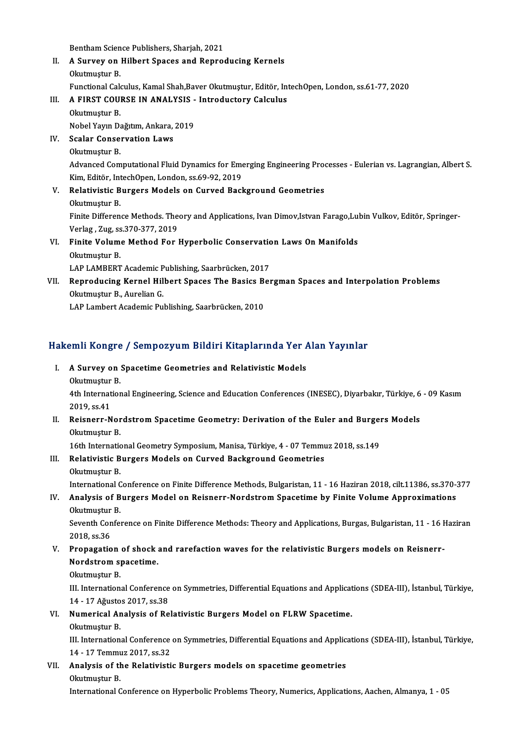Bentham Science Publishers, Sharjah, 2021

II. **A Survey on Hilbert Spaces and Reproducing Kernels**
Okutmuştur B.
Functional Calculus, Kamal Shah,Baver Okutmuştur, Editör, IntechOpen, London, ss.61-77, 2020

III. **A FIRST COURSE IN ANALYSIS - Introductory Calculus**
Okutmuştur B.
Nobel Yayın Dağıtım, Ankara, 2019

IV. **Scalar Conservation Laws**
Okutmuştur B.
Advanced Computational Fluid Dynamics for Emerging Engineering Processes - Eulerian vs. Lagrangian, Albert S. Kim, Editör, IntechOpen, London, ss.69-92, 2019

V. **Relativistic Burgers Models on Curved Background Geometries**
Okutmuştur B.
Finite Difference Methods. Theory and Applications, Ivan Dimov,Istvan Farago,Lubin Vulkov, Editör, Springer-Verlag , Zug, ss.370-377, 2019

VI. **Finite Volume Method For Hyperbolic Conservation Laws On Manifolds**
Okutmuştur B.
LAP LAMBERT Academic Publishing, Saarbrücken, 2017

VII. **Reproducing Kernel Hilbert Spaces The Basics Bergman Spaces and Interpolation Problems**
Okutmuştur B., Aurelian G.
LAP Lambert Academic Publishing, Saarbrücken, 2010

## Hakemli Kongre / Sempozyum Bildiri Kitaplarında Yer Alan Yayınlar

I. **A Survey on Spacetime Geometries and Relativistic Models**
Okutmuştur B.
4th International Engineering, Science and Education Conferences (INESEC), Diyarbakır, Türkiye, 6 - 09 Kasım 2019, ss.41

II. **Reisnerr-Nordstrom Spacetime Geometry: Derivation of the Euler and Burgers Models**
Okutmuştur B.
16th International Geometry Symposium, Manisa, Türkiye, 4 - 07 Temmuz 2018, ss.149

III. **Relativistic Burgers Models on Curved Background Geometries**
Okutmuştur B.
International Conference on Finite Difference Methods, Bulgaristan, 11 - 16 Haziran 2018, cilt.11386, ss.370-377

IV. **Analysis of Burgers Model on Reisnerr-Nordstrom Spacetime by Finite Volume Approximations**
Okutmuştur B.
Seventh Conference on Finite Difference Methods: Theory and Applications, Burgas, Bulgaristan, 11 - 16 Haziran 2018, ss.36

V. **Propagation of shock and rarefaction waves for the relativistic Burgers models on Reisnerr-Nordstrom spacetime.**
Okutmuştur B.
III. International Conference on Symmetries, Differential Equations and Applications (SDEA-III), İstanbul, Türkiye, 14 - 17 Ağustos 2017, ss.38

VI. **Numerical Analysis of Relativistic Burgers Model on FLRW Spacetime.**
Okutmuştur B.
III. International Conference on Symmetries, Differential Equations and Applications (SDEA-III), İstanbul, Türkiye, 14 - 17 Temmuz 2017, ss.32

VII. **Analysis of the Relativistic Burgers models on spacetime geometries**
Okutmuştur B.
International Conference on Hyperbolic Problems Theory, Numerics, Applications, Aachen, Almanya, 1 - 05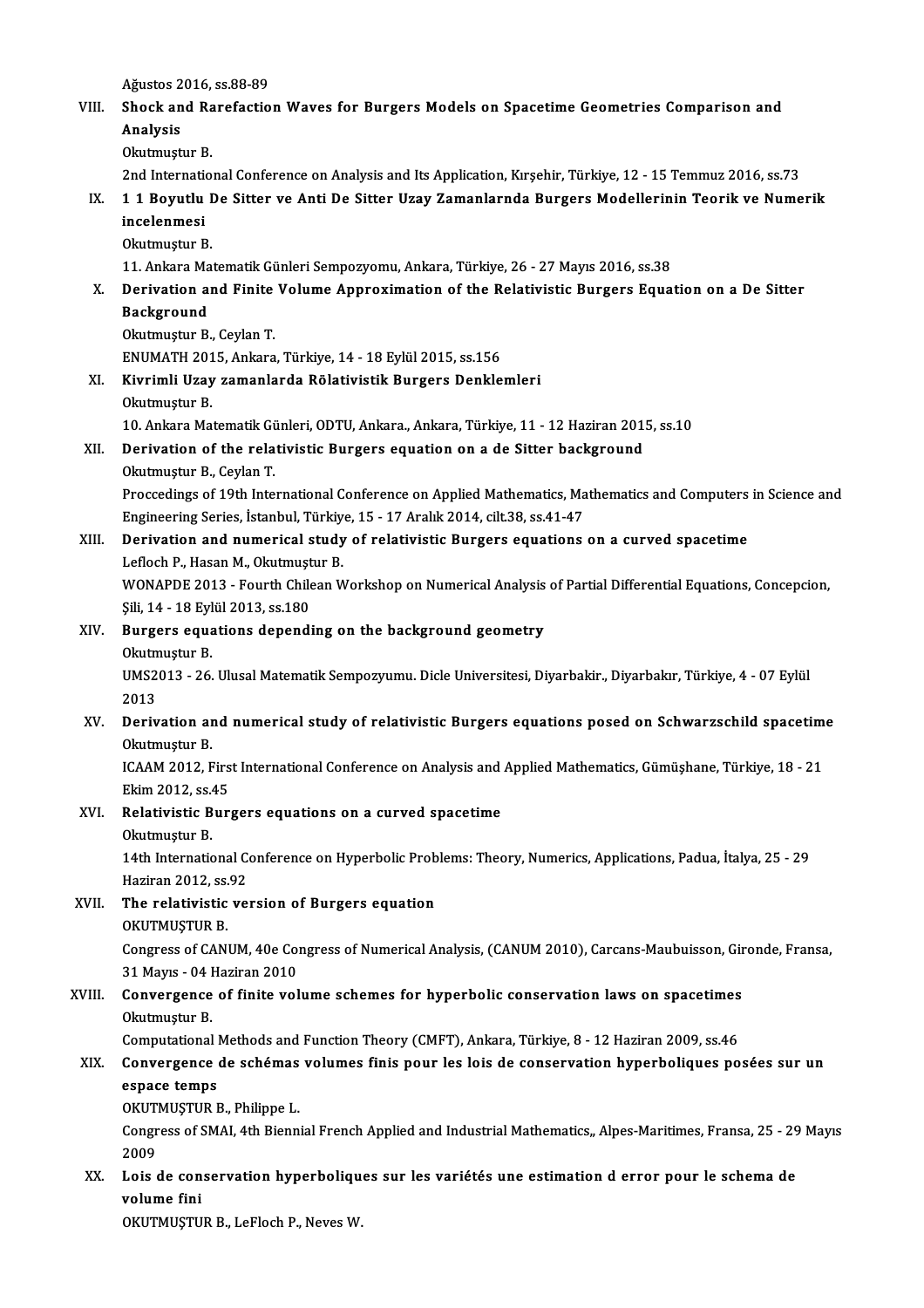Ağustos 2016, ss.88-89

VIII. **Shock and Rarefaction Waves for Burgers Models on Spacetime Geometries Comparison and Analysis**
Okutmuştur B.
2nd International Conference on Analysis and Its Application, Kırşehir, Türkiye, 12 - 15 Temmuz 2016, ss.73

IX. **1 1 Boyutlu De Sitter ve Anti De Sitter Uzay Zamanlarnda Burgers Modellerinin Teorik ve Numerik incelenmesi**
Okutmuştur B.
11. Ankara Matematik Günleri Sempozyomu, Ankara, Türkiye, 26 - 27 Mayıs 2016, ss.38

X. **Derivation and Finite Volume Approximation of the Relativistic Burgers Equation on a De Sitter Background**
Okutmuştur B., Ceylan T.
ENUMATH 2015, Ankara, Türkiye, 14 - 18 Eylül 2015, ss.156

XI. **Kivrimli Uzay zamanlarda Rölativistik Burgers Denklemleri**
Okutmuştur B.
10. Ankara Matematik Günleri, ODTU, Ankara., Ankara, Türkiye, 11 - 12 Haziran 2015, ss.10

XII. **Derivation of the relativistic Burgers equation on a de Sitter background**
Okutmuştur B., Ceylan T.
Proccedings of 19th International Conference on Applied Mathematics, Mathematics and Computers in Science and Engineering Series, İstanbul, Türkiye, 15 - 17 Aralık 2014, cilt.38, ss.41-47

XIII. **Derivation and numerical study of relativistic Burgers equations on a curved spacetime**
Lefloch P., Hasan M., Okutmuştur B.
WONAPDE 2013 - Fourth Chilean Workshop on Numerical Analysis of Partial Differential Equations, Concepcion, Şili, 14 - 18 Eylül 2013, ss.180

XIV. **Burgers equations depending on the background geometry**
Okutmuştur B.
UMS2013 - 26. Ulusal Matematik Sempozyumu. Dicle Universitesi, Diyarbakir., Diyarbakır, Türkiye, 4 - 07 Eylül 2013

XV. **Derivation and numerical study of relativistic Burgers equations posed on Schwarzschild spacetime**
Okutmuştur B.
ICAAM 2012, First International Conference on Analysis and Applied Mathematics, Gümüşhane, Türkiye, 18 - 21 Ekim 2012, ss.45

XVI. **Relativistic Burgers equations on a curved spacetime**
Okutmuştur B.
14th International Conference on Hyperbolic Problems: Theory, Numerics, Applications, Padua, İtalya, 25 - 29 Haziran 2012, ss.92

XVII. **The relativistic version of Burgers equation**
OKUTMUŞTUR B.
Congress of CANUM, 40e Congress of Numerical Analysis, (CANUM 2010), Carcans-Maubuisson, Gironde, Fransa, 31 Mayıs - 04 Haziran 2010

XVIII. **Convergence of finite volume schemes for hyperbolic conservation laws on spacetimes**
Okutmuştur B.
Computational Methods and Function Theory (CMFT), Ankara, Türkiye, 8 - 12 Haziran 2009, ss.46

XIX. **Convergence de schémas volumes finis pour les lois de conservation hyperboliques posées sur un espace temps**
OKUTMUŞTUR B., Philippe L.
Congress of SMAI, 4th Biennial French Applied and Industrial Mathematics,, Alpes-Maritimes, Fransa, 25 - 29 Mayıs 2009

XX. **Lois de conservation hyperboliques sur les variétés une estimation d error pour le schema de volume fini**
OKUTMUŞTUR B., LeFloch P., Neves W.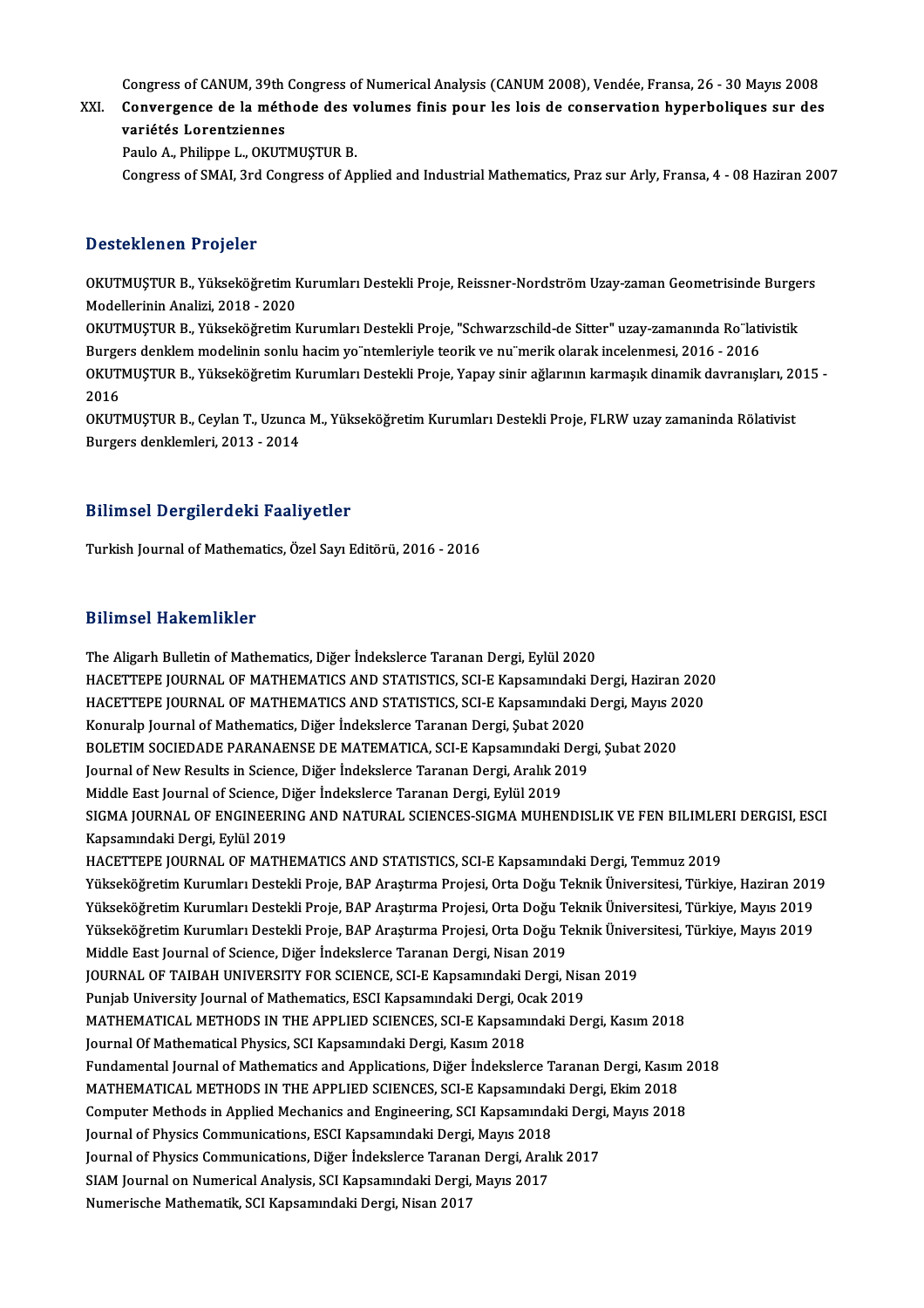Congress of CANUM, 39th Congress of Numerical Analysis (CANUM 2008), Vendée, Fransa, 26 - 30 Mayıs 2008

XXI. **Convergence de la méthode des volumes finis pour les lois de conservation hyperboliques sur des variétés Lorentziennes**
Paulo A., Philippe L., OKUTMUŞTUR B.
Congress of SMAI, 3rd Congress of Applied and Industrial Mathematics, Praz sur Arly, Fransa, 4 - 08 Haziran 2007

## Desteklenen Projeler

OKUTMUŞTUR B., Yükseköğretim Kurumları Destekli Proje, Reissner-Nordström Uzay-zaman Geometrisinde Burgers Modellerinin Analizi, 2018 - 2020

OKUTMUŞTUR B., Yükseköğretim Kurumları Destekli Proje, "Schwarzschild-de Sitter" uzay-zamanında Ro¨lativistik Burgers denklem modelinin sonlu hacim yo¨ntemleriyle teorik ve nu¨merik olarak incelenmesi, 2016 - 2016

OKUTMUŞTUR B., Yükseköğretim Kurumları Destekli Proje, Yapay sinir ağlarının karmaşık dinamik davranışları, 2015 - 2016

OKUTMUŞTUR B., Ceylan T., Uzunca M., Yükseköğretim Kurumları Destekli Proje, FLRW uzay zamaninda Rölativist Burgers denklemleri, 2013 - 2014

## Bilimsel Dergilerdeki Faaliyetler

Turkish Journal of Mathematics, Özel Sayı Editörü, 2016 - 2016

## Bilimsel Hakemlikler

The Aligarh Bulletin of Mathematics, Diğer İndekslerce Taranan Dergi, Eylül 2020
HACETTEPE JOURNAL OF MATHEMATICS AND STATISTICS, SCI-E Kapsamındaki Dergi, Haziran 2020
HACETTEPE JOURNAL OF MATHEMATICS AND STATISTICS, SCI-E Kapsamındaki Dergi, Mayıs 2020
Konuralp Journal of Mathematics, Diğer İndekslerce Taranan Dergi, Şubat 2020
BOLETIM SOCIEDADE PARANAENSE DE MATEMATICA, SCI-E Kapsamındaki Dergi, Şubat 2020
Journal of New Results in Science, Diğer İndekslerce Taranan Dergi, Aralık 2019
Middle East Journal of Science, Diğer İndekslerce Taranan Dergi, Eylül 2019
SIGMA JOURNAL OF ENGINEERING AND NATURAL SCIENCES-SIGMA MUHENDISLIK VE FEN BILIMLERI DERGISI, ESCI Kapsamındaki Dergi, Eylül 2019
HACETTEPE JOURNAL OF MATHEMATICS AND STATISTICS, SCI-E Kapsamındaki Dergi, Temmuz 2019
Yükseköğretim Kurumları Destekli Proje, BAP Araştırma Projesi, Orta Doğu Teknik Üniversitesi, Türkiye, Haziran 2019
Yükseköğretim Kurumları Destekli Proje, BAP Araştırma Projesi, Orta Doğu Teknik Üniversitesi, Türkiye, Mayıs 2019
Yükseköğretim Kurumları Destekli Proje, BAP Araştırma Projesi, Orta Doğu Teknik Üniversitesi, Türkiye, Mayıs 2019
Middle East Journal of Science, Diğer İndekslerce Taranan Dergi, Nisan 2019
JOURNAL OF TAIBAH UNIVERSITY FOR SCIENCE, SCI-E Kapsamındaki Dergi, Nisan 2019
Punjab University Journal of Mathematics, ESCI Kapsamındaki Dergi, Ocak 2019
MATHEMATICAL METHODS IN THE APPLIED SCIENCES, SCI-E Kapsamındaki Dergi, Kasım 2018
Journal Of Mathematical Physics, SCI Kapsamındaki Dergi, Kasım 2018
Fundamental Journal of Mathematics and Applications, Diğer İndekslerce Taranan Dergi, Kasım 2018
MATHEMATICAL METHODS IN THE APPLIED SCIENCES, SCI-E Kapsamındaki Dergi, Ekim 2018
Computer Methods in Applied Mechanics and Engineering, SCI Kapsamındaki Dergi, Mayıs 2018
Journal of Physics Communications, ESCI Kapsamındaki Dergi, Mayıs 2018
Journal of Physics Communications, Diğer İndekslerce Taranan Dergi, Aralık 2017
SIAM Journal on Numerical Analysis, SCI Kapsamındaki Dergi, Mayıs 2017
Numerische Mathematik, SCI Kapsamındaki Dergi, Nisan 2017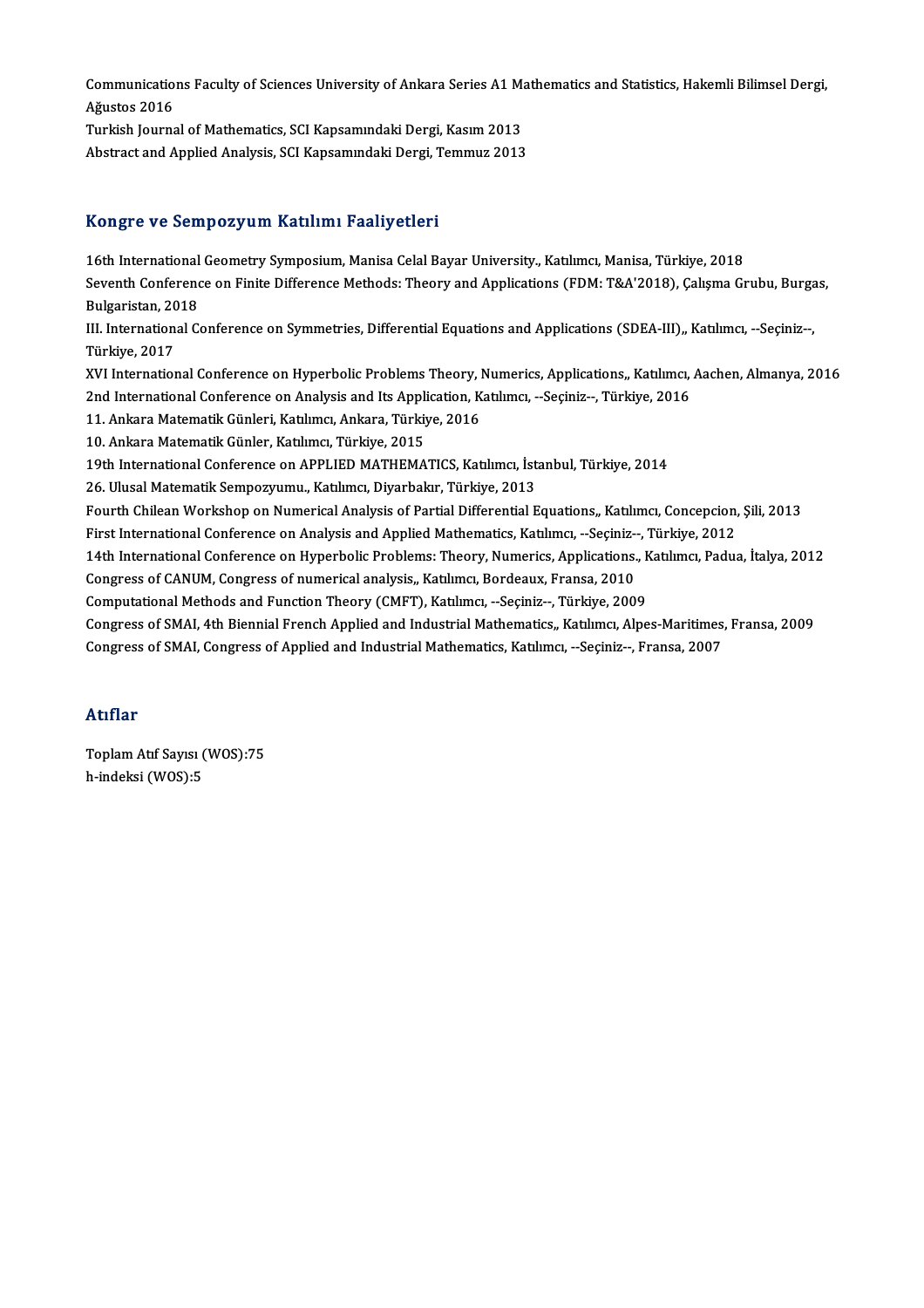Communications Faculty of Sciences University of Ankara Series A1 Mathematics and Statistics, Hakemli Bilimsel Dergi, Ağustos 2016
Turkish Journal of Mathematics, SCI Kapsamındaki Dergi, Kasım 2013
Abstract and Applied Analysis, SCI Kapsamındaki Dergi, Temmuz 2013

## Kongre ve Sempozyum Katılımı Faaliyetleri

16th International Geometry Symposium, Manisa Celal Bayar University., Katılımcı, Manisa, Türkiye, 2018
Seventh Conference on Finite Difference Methods: Theory and Applications (FDM: T&A'2018), Çalışma Grubu, Burgas, Bulgaristan, 2018
III. International Conference on Symmetries, Differential Equations and Applications (SDEA-III),, Katılımcı, --Seçiniz--, Türkiye, 2017
XVI International Conference on Hyperbolic Problems Theory, Numerics, Applications,, Katılımcı, Aachen, Almanya, 2016
2nd International Conference on Analysis and Its Application, Katılımcı, --Seçiniz--, Türkiye, 2016
11. Ankara Matematik Günleri, Katılımcı, Ankara, Türkiye, 2016
10. Ankara Matematik Günler, Katılımcı, Türkiye, 2015
19th International Conference on APPLIED MATHEMATICS, Katılımcı, İstanbul, Türkiye, 2014
26. Ulusal Matematik Sempozyumu., Katılımcı, Diyarbakır, Türkiye, 2013
Fourth Chilean Workshop on Numerical Analysis of Partial Differential Equations,, Katılımcı, Concepcion, Şili, 2013
First International Conference on Analysis and Applied Mathematics, Katılımcı, --Seçiniz--, Türkiye, 2012
14th International Conference on Hyperbolic Problems: Theory, Numerics, Applications., Katılımcı, Padua, İtalya, 2012
Congress of CANUM, Congress of numerical analysis,, Katılımcı, Bordeaux, Fransa, 2010
Computational Methods and Function Theory (CMFT), Katılımcı, --Seçiniz--, Türkiye, 2009
Congress of SMAI, 4th Biennial French Applied and Industrial Mathematics,, Katılımcı, Alpes-Maritimes, Fransa, 2009
Congress of SMAI, Congress of Applied and Industrial Mathematics, Katılımcı, --Seçiniz--, Fransa, 2007

## Atıflar

Toplam Atıf Sayısı (WOS):75
h-indeksi (WOS):5